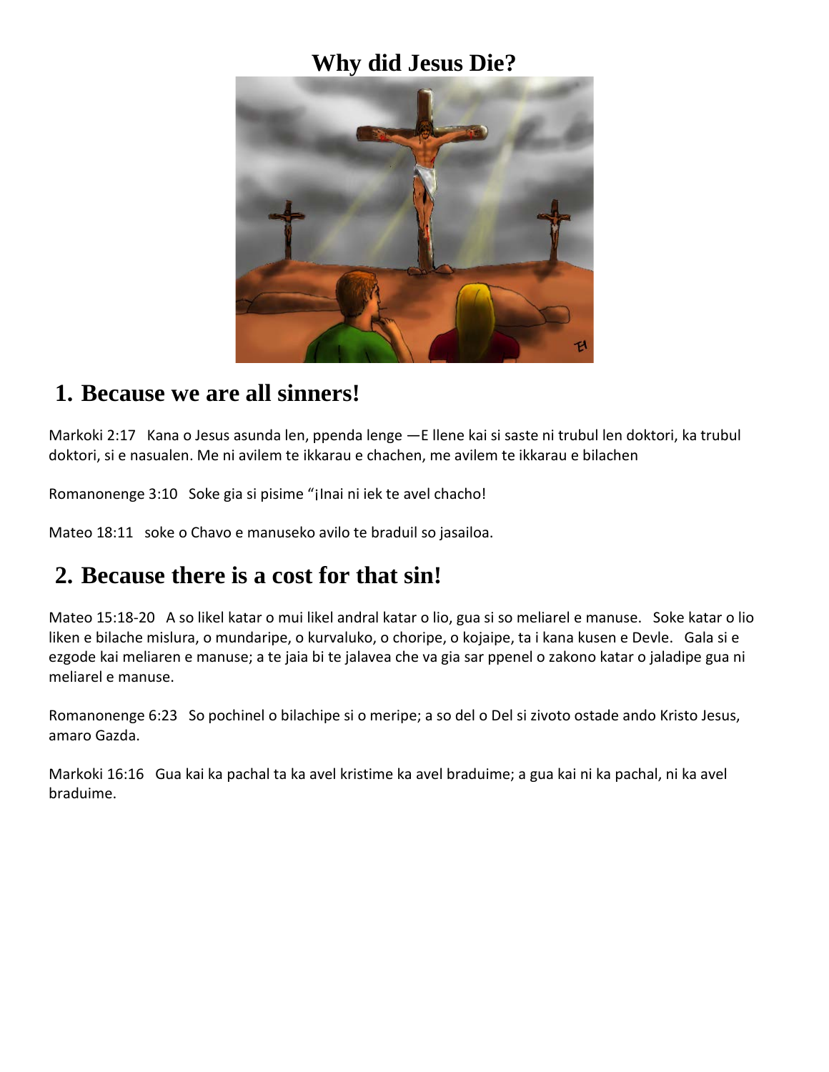# Why did Jesus Die?

## 1. Because we are all sinners!

Markoki 2:17   Kana o Jesus asunda len, ppenda lenge —E llene kai si saste ni trubul len doktori, ka trubul doktori, si e nasualen. Me ni avilem te ikkarau e chachen, me avilem te ikkarau e bilachen

Romanonenge 3:10   Soke gia si pisime "¡Inai ni iek te avel chacho!

Mateo 18:11   soke o Chavo e manuseko avilo te braduil so jasailoa.

## 2. Because there is a cost for that sin!

Mateo 15:18-20   A so likel katar o mui likel andral katar o lio, gua si so meliarel e manuse.   Soke katar o lio liken e bilache mislura, o mundaripe, o kurvaluko, o choripe, o kojaipe, ta i kana kusen e Devle.   Gala si e ezgode kai meliaren e manuse; a te jaia bi te jalavea che va gia sar ppenel o zakono katar o jaladipe gua ni meliarel e manuse.

Romanonenge 6:23   So pochinel o bilachipe si o meripe; a so del o Del si zivoto ostade ando Kristo Jesus, amaro Gazda.

Markoki 16:16   Gua kai ka pachal ta ka avel kristime ka avel braduime; a gua kai ni ka pachal, ni ka avel braduime.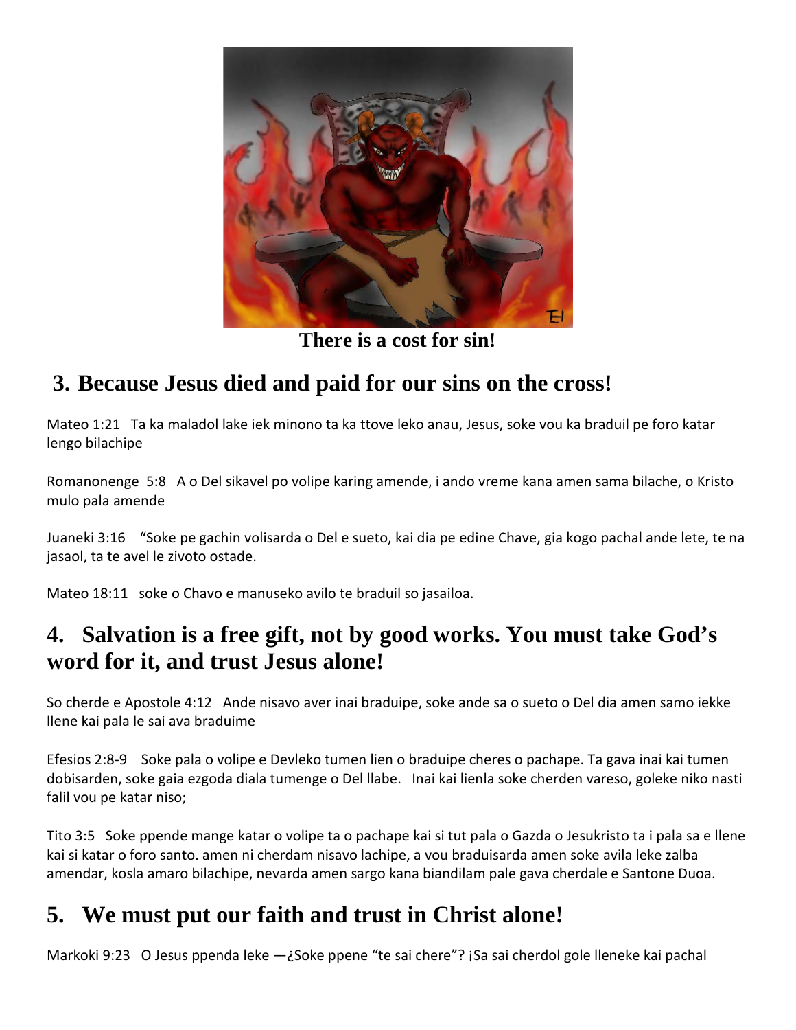There is a cost for sin!

## 3. Because Jesus died and paid for our sins on the cross!

Mateo 1:21 Ta ka maladol lake iek minono ta ka ttove leko anau, Jesus, soke vou ka braduil pe foro katar lengo bilachipe

Romanonenge 5:8 A o Del sikavel po volipe karing amende, i ando vreme kana amen sama bilache, o Kristo mulo pala amende

Juaneki 3:16 "Soke pe gachin volisarda o Del e sueto, kai dia pe edine Chave, gia kogo pachal ande lete, te na jasaol, ta te avel le zivoto ostade.

Mateo 18:11 soke o Chavo e manuseko avilo te braduil so jasailoa.

## 4. Salvation is a free gift, not by good works. You must take God's word for it, and trust Jesus alone!

So cherde e Apostole 4:12 Ande nisavo aver inai braduipe, soke ande sa o sueto o Del dia amen samo iekke llene kai pala le sai ava braduime

Efesios 2:8-9 Soke pala o volipe e Devleko tumen lien o braduipe cheres o pachape. Ta gava inai kai tumen dobisarden, soke gaia ezgoda diala tumenge o Del llabe. Inai kai lienla soke cherden vareso, goleke niko nasti falil vou pe katar niso;

Tito 3:5 Soke ppende mange katar o volipe ta o pachape kai si tut pala o Gazda o Jesukristo ta i pala sa e llene kai si katar o foro santo. amen ni cherdam nisavo lachipe, a vou braduisarda amen soke avila leke zalba amendar, kosla amaro bilachipe, nevarda amen sargo kana biandilam pale gava cherdale e Santone Duoa.

## 5. We must put our faith and trust in Christ alone!

Markoki 9:23 O Jesus ppenda leke —¿Soke ppene "te sai chere"? ¡Sa sai cherdol gole lleneke kai pachal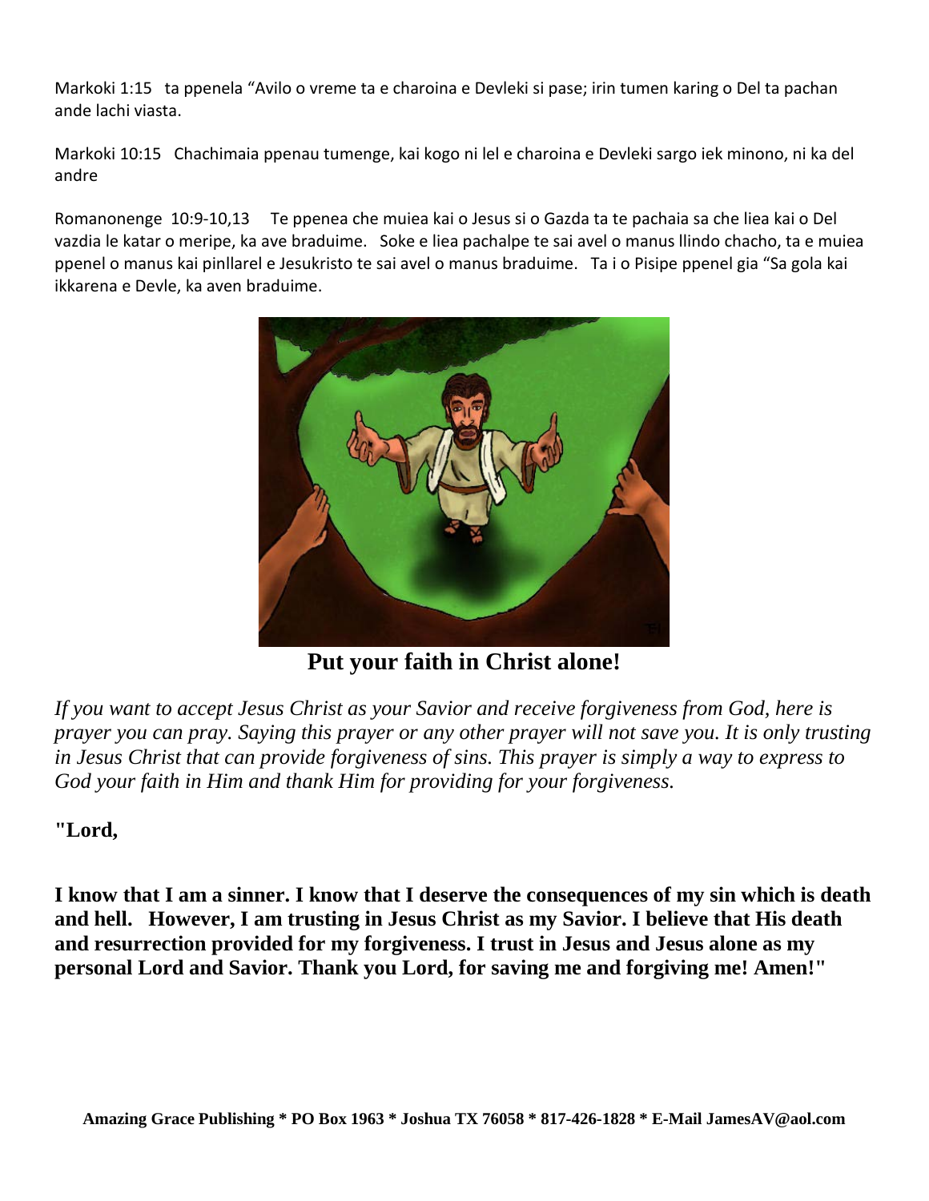Markoki 1:15 ta ppenela "Avilo o vreme ta e charoina e Devleki si pase; irin tumen karing o Del ta pachan ande lachi viasta.

Markoki 10:15 Chachimaia ppenau tumenge, kai kogo ni lel e charoina e Devleki sargo iek minono, ni ka del andre

Romanonenge 10:9-10,13 Te ppenea che muiea kai o Jesus si o Gazda ta te pachaia sa che liea kai o Del vazdia le katar o meripe, ka ave braduime. Soke e liea pachalpe te sai avel o manus llindo chacho, ta e muiea ppenel o manus kai pinllarel e Jesukristo te sai avel o manus braduime. Ta i o Pisipe ppenel gia "Sa gola kai ikkarena e Devle, ka aven braduime.

**Put your faith in Christ alone!**

*If you want to accept Jesus Christ as your Savior and receive forgiveness from God, here is prayer you can pray. Saying this prayer or any other prayer will not save you. It is only trusting in Jesus Christ that can provide forgiveness of sins. This prayer is simply a way to express to God your faith in Him and thank Him for providing for your forgiveness.*

**"Lord,**

**I know that I am a sinner. I know that I deserve the consequences of my sin which is death and hell. However, I am trusting in Jesus Christ as my Savior. I believe that His death and resurrection provided for my forgiveness. I trust in Jesus and Jesus alone as my personal Lord and Savior. Thank you Lord, for saving me and forgiving me! Amen!"**

**Amazing Grace Publishing * PO Box 1963 * Joshua TX 76058 * 817-426-1828 * E-Mail JamesAV@aol.com**